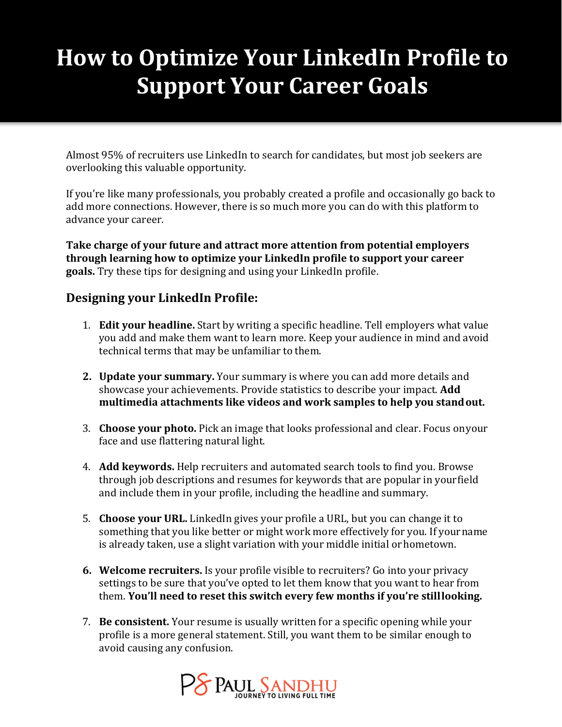# How to Optimize Your LinkedIn Profile to Support Your Career Goals

Almost 95% of recruiters use LinkedIn to search for candidates, but most job seekers are overlooking this valuable opportunity.

If you're like many professionals, you probably created a profile and occasionally go back to add more connections. However, there is so much more you can do with this platform to advance your career.

**Take charge of your future and attract more attention from potential employers through learning how to optimize your LinkedIn profile to support your career goals.** Try these tips for designing and using your LinkedIn profile.

## Designing your LinkedIn Profile:

1. **Edit your headline.** Start by writing a specific headline. Tell employers what value you add and make them want to learn more. Keep your audience in mind and avoid technical terms that may be unfamiliar to them.

2. **Update your summary.** Your summary is where you can add more details and showcase your achievements. Provide statistics to describe your impact. **Add multimedia attachments like videos and work samples to help you stand out.**

3. **Choose your photo.** Pick an image that looks professional and clear. Focus on your face and use flattering natural light.

4. **Add keywords.** Help recruiters and automated search tools to find you. Browse through job descriptions and resumes for keywords that are popular in your field and include them in your profile, including the headline and summary.

5. **Choose your URL.** LinkedIn gives your profile a URL, but you can change it to something that you like better or might work more effectively for you. If your name is already taken, use a slight variation with your middle initial or hometown.

6. **Welcome recruiters.** Is your profile visible to recruiters? Go into your privacy settings to be sure that you've opted to let them know that you want to hear from them. **You'll need to reset this switch every few months if you're still looking.**

7. **Be consistent.** Your resume is usually written for a specific opening while your profile is a more general statement. Still, you want them to be similar enough to avoid causing any confusion.

PS PAUL SANDHU
JOURNEY TO LIVING FULL TIME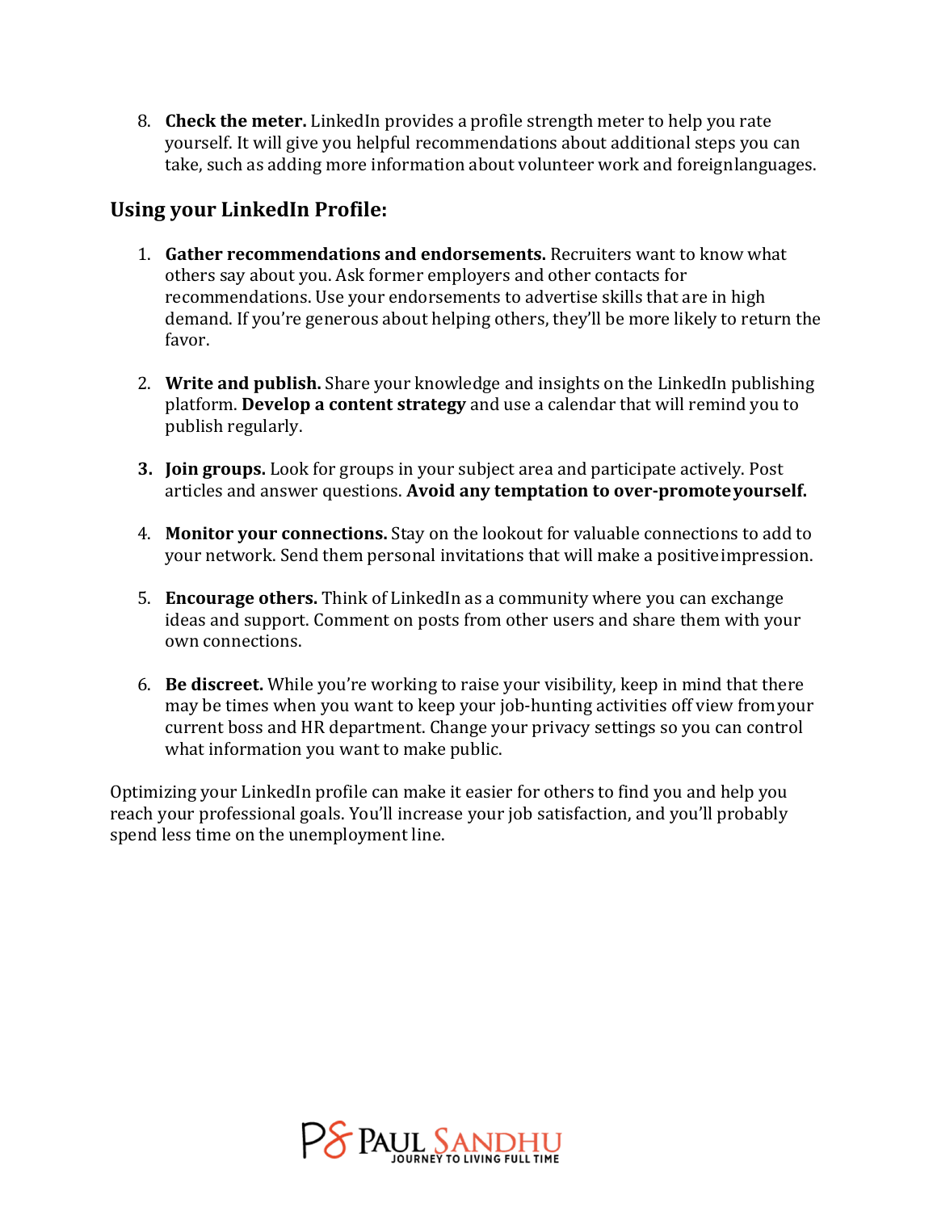8. **Check the meter.** LinkedIn provides a profile strength meter to help you rate yourself. It will give you helpful recommendations about additional steps you can take, such as adding more information about volunteer work and foreign languages.

## Using your LinkedIn Profile:

1. **Gather recommendations and endorsements.** Recruiters want to know what others say about you. Ask former employers and other contacts for recommendations. Use your endorsements to advertise skills that are in high demand. If you're generous about helping others, they'll be more likely to return the favor.

2. **Write and publish.** Share your knowledge and insights on the LinkedIn publishing platform. **Develop a content strategy** and use a calendar that will remind you to publish regularly.

3. **Join groups.** Look for groups in your subject area and participate actively. Post articles and answer questions. **Avoid any temptation to over-promote yourself.**

4. **Monitor your connections.** Stay on the lookout for valuable connections to add to your network. Send them personal invitations that will make a positive impression.

5. **Encourage others.** Think of LinkedIn as a community where you can exchange ideas and support. Comment on posts from other users and share them with your own connections.

6. **Be discreet.** While you're working to raise your visibility, keep in mind that there may be times when you want to keep your job-hunting activities off view from your current boss and HR department. Change your privacy settings so you can control what information you want to make public.

Optimizing your LinkedIn profile can make it easier for others to find you and help you reach your professional goals. You'll increase your job satisfaction, and you'll probably spend less time on the unemployment line.